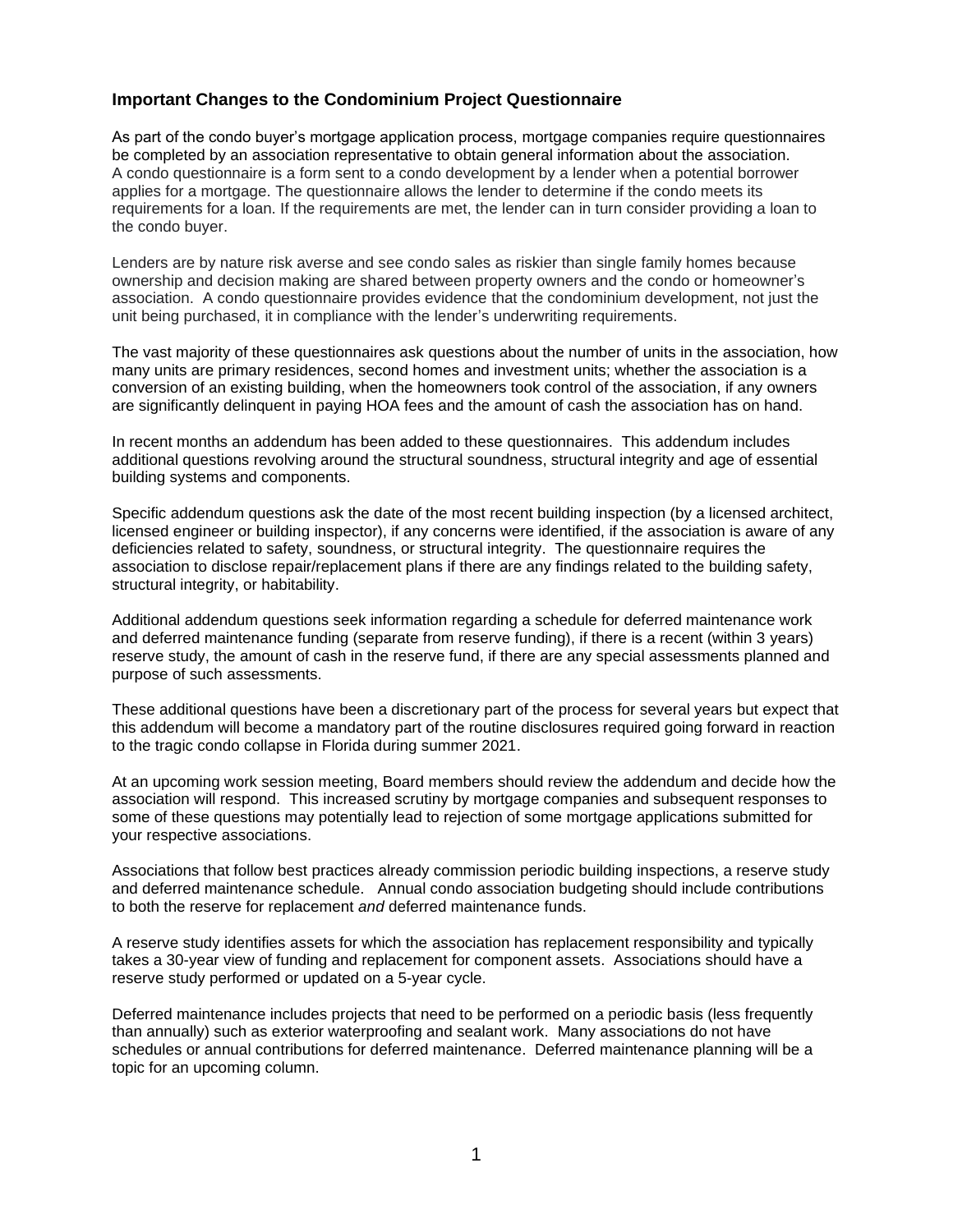## Important Changes to the Condominium Project Questionnaire

As part of the condo buyer's mortgage application process, mortgage companies require questionnaires be completed by an association representative to obtain general information about the association. A condo questionnaire is a form sent to a condo development by a lender when a potential borrower applies for a mortgage. The questionnaire allows the lender to determine if the condo meets its requirements for a loan. If the requirements are met, the lender can in turn consider providing a loan to the condo buyer.

Lenders are by nature risk averse and see condo sales as riskier than single family homes because ownership and decision making are shared between property owners and the condo or homeowner's association. A condo questionnaire provides evidence that the condominium development, not just the unit being purchased, it in compliance with the lender's underwriting requirements.

The vast majority of these questionnaires ask questions about the number of units in the association, how many units are primary residences, second homes and investment units; whether the association is a conversion of an existing building, when the homeowners took control of the association, if any owners are significantly delinquent in paying HOA fees and the amount of cash the association has on hand.

In recent months an addendum has been added to these questionnaires. This addendum includes additional questions revolving around the structural soundness, structural integrity and age of essential building systems and components.

Specific addendum questions ask the date of the most recent building inspection (by a licensed architect, licensed engineer or building inspector), if any concerns were identified, if the association is aware of any deficiencies related to safety, soundness, or structural integrity. The questionnaire requires the association to disclose repair/replacement plans if there are any findings related to the building safety, structural integrity, or habitability.

Additional addendum questions seek information regarding a schedule for deferred maintenance work and deferred maintenance funding (separate from reserve funding), if there is a recent (within 3 years) reserve study, the amount of cash in the reserve fund, if there are any special assessments planned and purpose of such assessments.

These additional questions have been a discretionary part of the process for several years but expect that this addendum will become a mandatory part of the routine disclosures required going forward in reaction to the tragic condo collapse in Florida during summer 2021.

At an upcoming work session meeting, Board members should review the addendum and decide how the association will respond. This increased scrutiny by mortgage companies and subsequent responses to some of these questions may potentially lead to rejection of some mortgage applications submitted for your respective associations.

Associations that follow best practices already commission periodic building inspections, a reserve study and deferred maintenance schedule. Annual condo association budgeting should include contributions to both the reserve for replacement *and* deferred maintenance funds.

A reserve study identifies assets for which the association has replacement responsibility and typically takes a 30-year view of funding and replacement for component assets. Associations should have a reserve study performed or updated on a 5-year cycle.

Deferred maintenance includes projects that need to be performed on a periodic basis (less frequently than annually) such as exterior waterproofing and sealant work. Many associations do not have schedules or annual contributions for deferred maintenance. Deferred maintenance planning will be a topic for an upcoming column.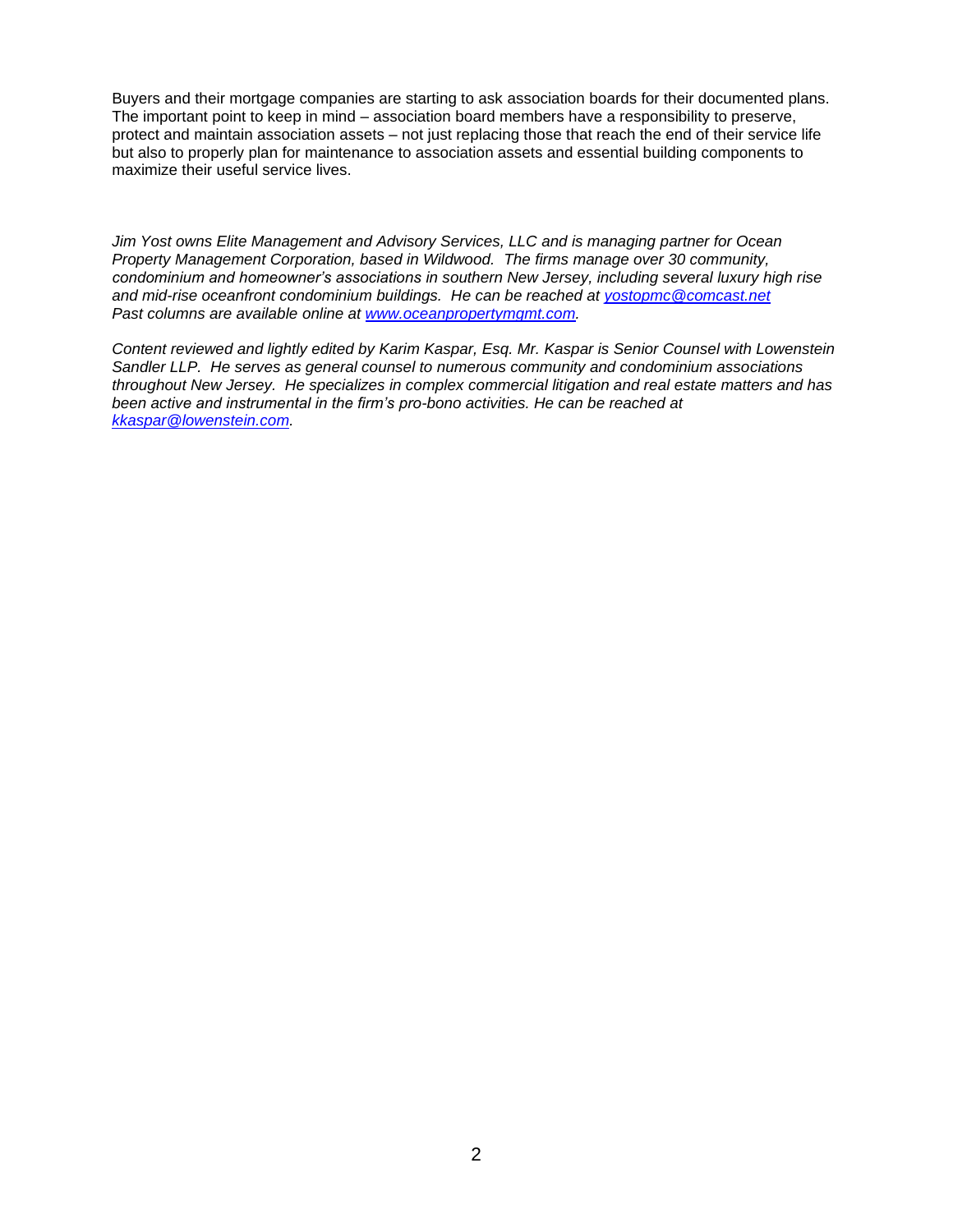Buyers and their mortgage companies are starting to ask association boards for their documented plans. The important point to keep in mind – association board members have a responsibility to preserve, protect and maintain association assets – not just replacing those that reach the end of their service life but also to properly plan for maintenance to association assets and essential building components to maximize their useful service lives.

*Jim Yost owns Elite Management and Advisory Services, LLC and is managing partner for Ocean Property Management Corporation, based in Wildwood. The firms manage over 30 community, condominium and homeowner's associations in southern New Jersey, including several luxury high rise and mid-rise oceanfront condominium buildings. He can be reached at [yostopmc@comcast.net](mailto:yostopmc@comcast.net) Past columns are available online at [www.oceanpropertymgmt.com](http://www.oceanpropertymgmt.com).*

*Content reviewed and lightly edited by Karim Kaspar, Esq. Mr. Kaspar is Senior Counsel with Lowenstein Sandler LLP. He serves as general counsel to numerous community and condominium associations throughout New Jersey. He specializes in complex commercial litigation and real estate matters and has been active and instrumental in the firm's pro-bono activities. He can be reached at [kkaspar@lowenstein.com](mailto:kkaspar@lowenstein.com).*